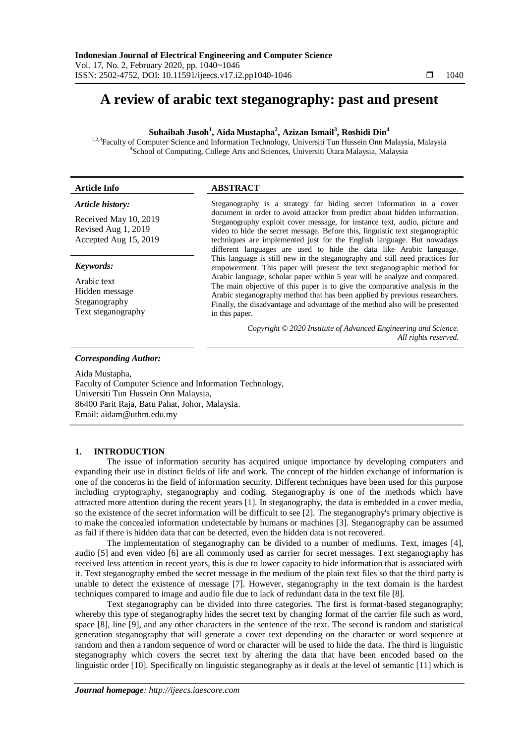# A review of arabic text steganography: past and present

**Suhaibah Jusoh[1], Aida Mustapha[2], Azizan Ismail[3], Roshidi Din[4]**

[1,2,3]Faculty of Computer Science and Information Technology, Universiti Tun Hussein Onn Malaysia, Malaysia
[4]School of Computing, College Arts and Sciences, Universiti Utara Malaysia, Malaysia

**Article Info**

*Article history:*

Received May 10, 2019
Revised Aug 1, 2019
Accepted Aug 15, 2019

*Keywords:*

Arabic text
Hidden message
Steganography
Text steganography

**ABSTRACT**

Steganography is a strategy for hiding secret information in a cover document in order to avoid attacker from predict about hidden information. Steganography exploit cover message, for instance text, audio, picture and video to hide the secret message. Before this, linguistic text steganographic techniques are implemented just for the English language. But nowadays different languages are used to hide the data like Arabic language. This language is still new in the steganography and still need practices for empowerment. This paper will present the text steganographic method for Arabic language, scholar paper within 5 year will be analyze and compared. The main objective of this paper is to give the comparative analysis in the Arabic steganography method that has been applied by previous researchers. Finally, the disadvantage and advantage of the method also will be presented in this paper.

*Copyright © 2020 Institute of Advanced Engineering and Science. All rights reserved.*

*Corresponding Author:*

Aida Mustapha,
Faculty of Computer Science and Information Technology,
Universiti Tun Hussein Onn Malaysia,
86400 Parit Raja, Batu Pahat, Johor, Malaysia.
Email: aidam@uthm.edu.my

## 1. INTRODUCTION

The issue of information security has acquired unique importance by developing computers and expanding their use in distinct fields of life and work. The concept of the hidden exchange of information is one of the concerns in the field of information security. Different techniques have been used for this purpose including cryptography, steganography and coding. Steganography is one of the methods which have attracted more attention during the recent years [1]. In steganography, the data is embedded in a cover media, so the existence of the secret information will be difficult to see [2]. The steganography's primary objective is to make the concealed information undetectable by humans or machines [3]. Steganography can be assumed as fail if there is hidden data that can be detected, even the hidden data is not recovered.

The implementation of steganography can be divided to a number of mediums. Text, images [4], audio [5] and even video [6] are all commonly used as carrier for secret messages. Text steganography has received less attention in recent years, this is due to lower capacity to hide information that is associated with it. Text steganography embed the secret message in the medium of the plain text files so that the third party is unable to detect the existence of message [7]. However, steganography in the text domain is the hardest techniques compared to image and audio file due to lack of redundant data in the text file [8].

Text steganography can be divided into three categories. The first is format-based steganography; whereby this type of steganography hides the secret text by changing format of the carrier file such as word, space [8], line [9], and any other characters in the sentence of the text. The second is random and statistical generation steganography that will generate a cover text depending on the character or word sequence at random and then a random sequence of word or character will be used to hide the data. The third is linguistic steganography which covers the secret text by altering the data that have been encoded based on the linguistic order [10]. Specifically on linguistic steganography as it deals at the level of semantic [11] which is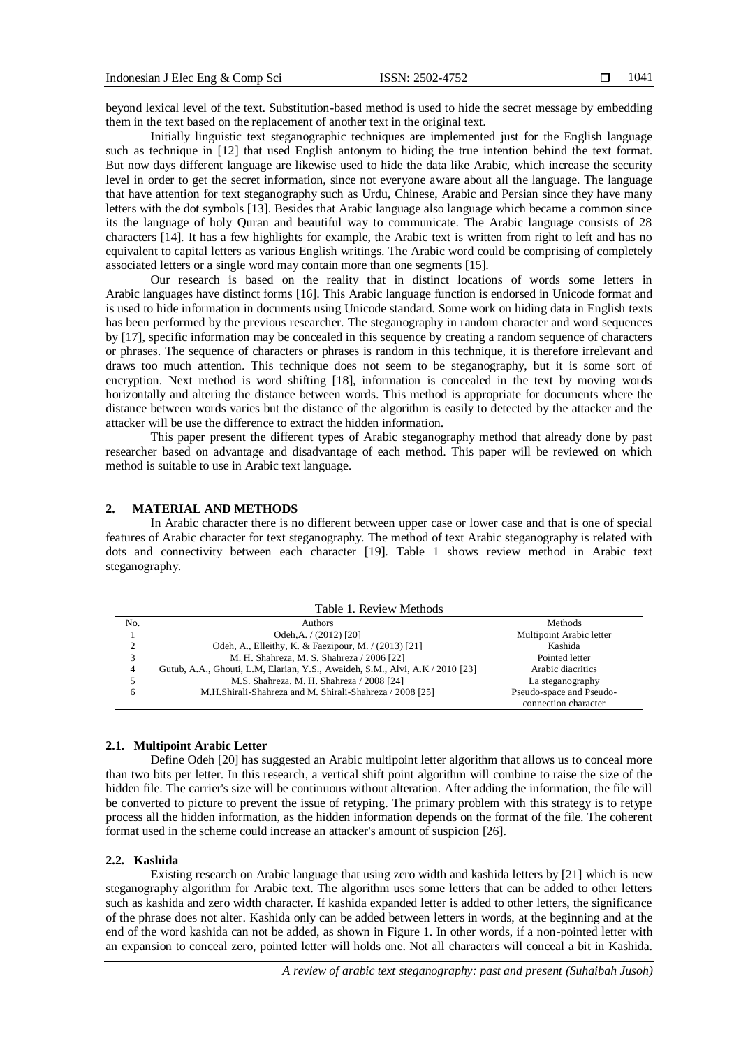beyond lexical level of the text. Substitution-based method is used to hide the secret message by embedding them in the text based on the replacement of another text in the original text.

Initially linguistic text steganographic techniques are implemented just for the English language such as technique in [12] that used English antonym to hiding the true intention behind the text format. But now days different language are likewise used to hide the data like Arabic, which increase the security level in order to get the secret information, since not everyone aware about all the language. The language that have attention for text steganography such as Urdu, Chinese, Arabic and Persian since they have many letters with the dot symbols [13]. Besides that Arabic language also language which became a common since its the language of holy Quran and beautiful way to communicate. The Arabic language consists of 28 characters [14]. It has a few highlights for example, the Arabic text is written from right to left and has no equivalent to capital letters as various English writings. The Arabic word could be comprising of completely associated letters or a single word may contain more than one segments [15].

Our research is based on the reality that in distinct locations of words some letters in Arabic languages have distinct forms [16]. This Arabic language function is endorsed in Unicode format and is used to hide information in documents using Unicode standard. Some work on hiding data in English texts has been performed by the previous researcher. The steganography in random character and word sequences by [17], specific information may be concealed in this sequence by creating a random sequence of characters or phrases. The sequence of characters or phrases is random in this technique, it is therefore irrelevant and draws too much attention. This technique does not seem to be steganography, but it is some sort of encryption. Next method is word shifting [18], information is concealed in the text by moving words horizontally and altering the distance between words. This method is appropriate for documents where the distance between words varies but the distance of the algorithm is easily to detected by the attacker and the attacker will be use the difference to extract the hidden information.

This paper present the different types of Arabic steganography method that already done by past researcher based on advantage and disadvantage of each method. This paper will be reviewed on which method is suitable to use in Arabic text language.

## 2. MATERIAL AND METHODS

In Arabic character there is no different between upper case or lower case and that is one of special features of Arabic character for text steganography. The method of text Arabic steganography is related with dots and connectivity between each character [19]. Table 1 shows review method in Arabic text steganography.

Table 1. Review Methods

| No. | Authors | Methods |
|---|---|---|
| 1 | Odeh,A. / (2012) [20] | Multipoint Arabic letter |
| 2 | Odeh, A., Elleithy, K. & Faezipour, M. / (2013) [21] | Kashida |
| 3 | M. H. Shahreza, M. S. Shahreza / 2006 [22] | Pointed letter |
| 4 | Gutub, A.A., Ghouti, L.M, Elarian, Y.S., Awaideh, S.M., Alvi, A.K / 2010 [23] | Arabic diacritics |
| 5 | M.S. Shahreza, M.H. Shahreza / 2008 [24] | La steganography |
| 6 | M.H.Shirali-Shahreza and M. Shirali-Shahreza / 2008 [25] | Pseudo-space and Pseudo-connection character |

### 2.1. Multipoint Arabic Letter

Define Odeh [20] has suggested an Arabic multipoint letter algorithm that allows us to conceal more than two bits per letter. In this research, a vertical shift point algorithm will combine to raise the size of the hidden file. The carrier's size will be continuous without alteration. After adding the information, the file will be converted to picture to prevent the issue of retyping. The primary problem with this strategy is to retype process all the hidden information, as the hidden information depends on the format of the file. The coherent format used in the scheme could increase an attacker's amount of suspicion [26].

### 2.2. Kashida

Existing research on Arabic language that using zero width and kashida letters by [21] which is new steganography algorithm for Arabic text. The algorithm uses some letters that can be added to other letters such as kashida and zero width character. If kashida expanded letter is added to other letters, the significance of the phrase does not alter. Kashida only can be added between letters in words, at the beginning and at the end of the word kashida can not be added, as shown in Figure 1. In other words, if a non-pointed letter with an expansion to conceal zero, pointed letter will holds one. Not all characters will conceal a bit in Kashida.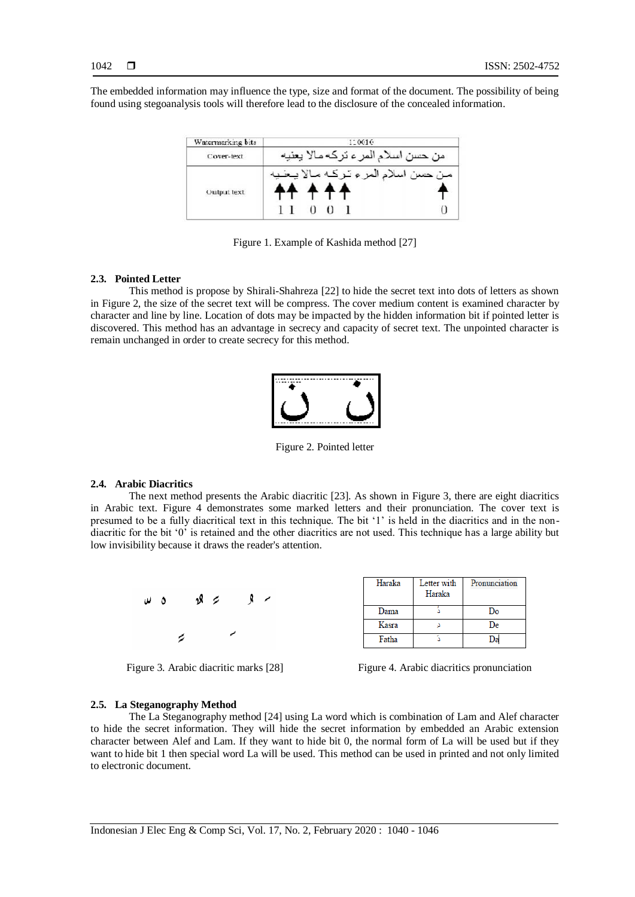The embedded information may influence the type, size and format of the document. The possibility of being found using stegoanalysis tools will therefore lead to the disclosure of the concealed information.

| Watermarking bits | 110010 |
|---|---|
| Cover-text | من حسن اسلام المرء تركه مالا يعنيه |
| Output text | مـن حسن اسلام المرء تـركـه مـالا يـعـنـيـه<br>1 1 0 0 1 0 |

Figure 1. Example of Kashida method [27]

### 2.3. Pointed Letter

This method is propose by Shirali-Shahreza [22] to hide the secret text into dots of letters as shown in Figure 2, the size of the secret text will be compress. The cover medium content is examined character by character and line by line. Location of dots may be impacted by the hidden information bit if pointed letter is discovered. This method has an advantage in secrecy and capacity of secret text. The unpointed character is remain unchanged in order to create secrecy for this method.

Figure 2. Pointed letter

### 2.4. Arabic Diacritics

The next method presents the Arabic diacritic [23]. As shown in Figure 3, there are eight diacritics in Arabic text. Figure 4 demonstrates some marked letters and their pronunciation. The cover text is presumed to be a fully diacritical text in this technique. The bit '1' is held in the diacritics and in the non-diacritic for the bit '0' is retained and the other diacritics are not used. This technique has a large ability but low invisibility because it draws the reader's attention.

Figure 3. Arabic diacritic marks [28]

| Haraka | Letter with Haraka | Pronunciation |
|---|---|---|
| Dama | دُ | Do |
| Kasra | دِ | De |
| Fatha | دَ | Da |

Figure 4. Arabic diacritics pronunciation

### 2.5. La Steganography Method

The La Steganography method [24] using La word which is combination of Lam and Alef character to hide the secret information. They will hide the secret information by embedded an Arabic extension character between Alef and Lam. If they want to hide bit 0, the normal form of La will be used but if they want to hide bit 1 then special word La will be used. This method can be used in printed and not only limited to electronic document.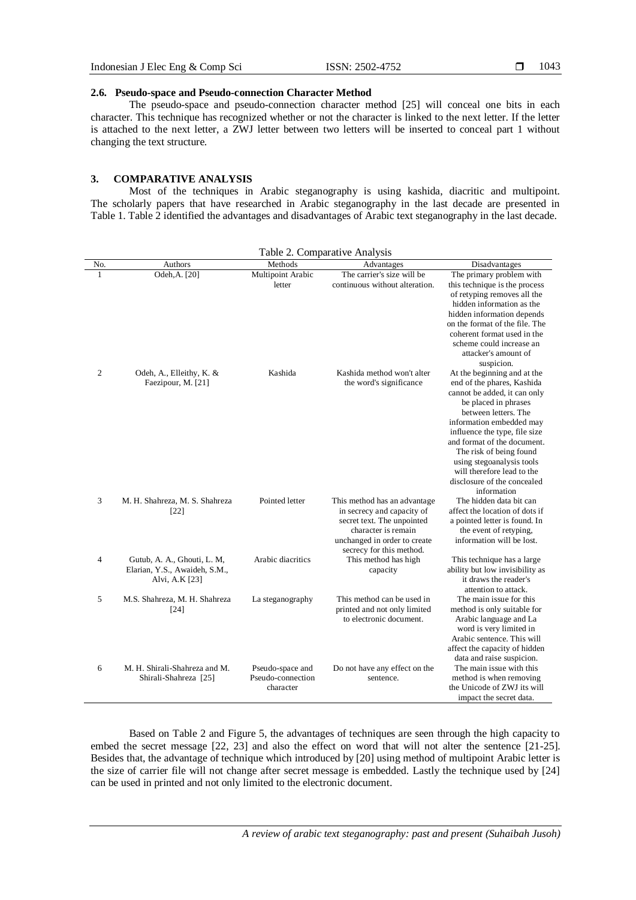### 2.6. Pseudo-space and Pseudo-connection Character Method

The pseudo-space and pseudo-connection character method [25] will conceal one bits in each character. This technique has recognized whether or not the character is linked to the next letter. If the letter is attached to the next letter, a ZWJ letter between two letters will be inserted to conceal part 1 without changing the text structure.

## 3. COMPARATIVE ANALYSIS

Most of the techniques in Arabic steganography is using kashida, diacritic and multipoint. The scholarly papers that have researched in Arabic steganography in the last decade are presented in Table 1. Table 2 identified the advantages and disadvantages of Arabic text steganography in the last decade.

Table 2. Comparative Analysis

| No. | Authors | Methods | Advantages | Disadvantages |
|---|---|---|---|---|
| 1 | Odeh,A. [20] | Multipoint Arabic letter | The carrier's size will be continuous without alteration. | The primary problem with this technique is the process of retyping removes all the hidden information as the hidden information depends on the format of the file. The coherent format used in the scheme could increase an attacker's amount of suspicion. |
| 2 | Odeh, A., Elleithy, K. & Faezipour, M. [21] | Kashida | Kashida method won't alter the word's significance | At the beginning and at the end of the phares, Kashida cannot be added, it can only be placed in phrases between letters. The information embedded may influence the type, file size and format of the document. The risk of being found using stegoanalysis tools will therefore lead to the disclosure of the concealed information |
| 3 | M. H. Shahreza, M. S. Shahreza [22] | Pointed letter | This method has an advantage in secrecy and capacity of secret text. The unpointed character is remain unchanged in order to create secrecy for this method. | The hidden data bit can affect the location of dots if a pointed letter is found. In the event of retyping, information will be lost. |
| 4 | Gutub, A. A., Ghouti, L. M, Elarian, Y.S., Awaideh, S.M., Alvi, A.K [23] | Arabic diacritics | This method has high capacity | This technique has a large ability but low invisibility as it draws the reader's attention to attack. |
| 5 | M.S. Shahreza, M. H. Shahreza [24] | La steganography | This method can be used in printed and not only limited to electronic document. | The main issue for this method is only suitable for Arabic language and La word is very limited in Arabic sentence. This will affect the capacity of hidden data and raise suspicion. |
| 6 | M. H. Shirali-Shahreza and M. Shirali-Shahreza [25] | Pseudo-space and Pseudo-connection character | Do not have any effect on the sentence. | The main issue with this method is when removing the Unicode of ZWJ its will impact the secret data. |

Based on Table 2 and Figure 5, the advantages of techniques are seen through the high capacity to embed the secret message [22, 23] and also the effect on word that will not alter the sentence [21-25]. Besides that, the advantage of technique which introduced by [20] using method of multipoint Arabic letter is the size of carrier file will not change after secret message is embedded. Lastly the technique used by [24] can be used in printed and not only limited to the electronic document.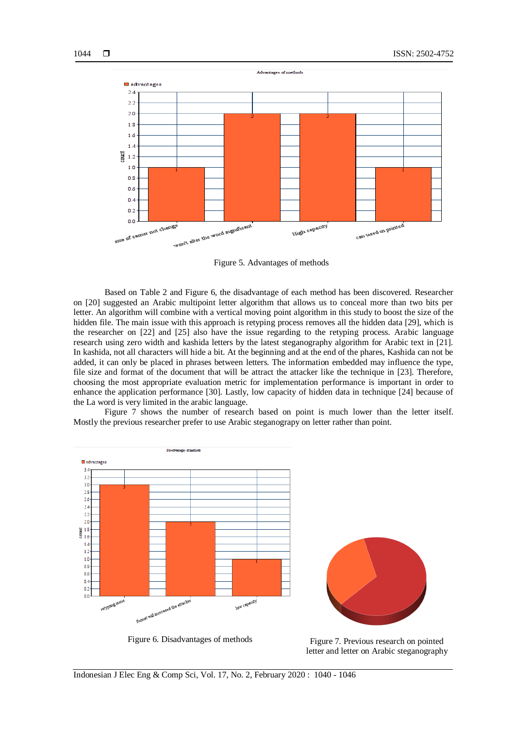Figure 5. Advantages of methods

Based on Table 2 and Figure 6, the disadvantage of each method has been discovered. Researcher on [20] suggested an Arabic multipoint letter algorithm that allows us to conceal more than two bits per letter. An algorithm will combine with a vertical moving point algorithm in this study to boost the size of the hidden file. The main issue with this approach is retyping process removes all the hidden data [29], which is the researcher on [22] and [25] also have the issue regarding to the retyping process. Arabic language research using zero width and kashida letters by the latest steganography algorithm for Arabic text in [21]. In kashida, not all characters will hide a bit. At the beginning and at the end of the phares, Kashida can not be added, it can only be placed in phrases between letters. The information embedded may influence the type, file size and format of the document that will be attract the attacker like the technique in [23]. Therefore, choosing the most appropriate evaluation metric for implementation performance is important in order to enhance the application performance [30]. Lastly, low capacity of hidden data in technique [24] because of the La word is very limited in the arabic language.

Figure 7 shows the number of research based on point is much lower than the letter itself. Mostly the previous researcher prefer to use Arabic steganograpy on letter rather than point.

Figure 6. Disadvantages of methods

Figure 7. Previous research on pointed letter and letter on Arabic steganography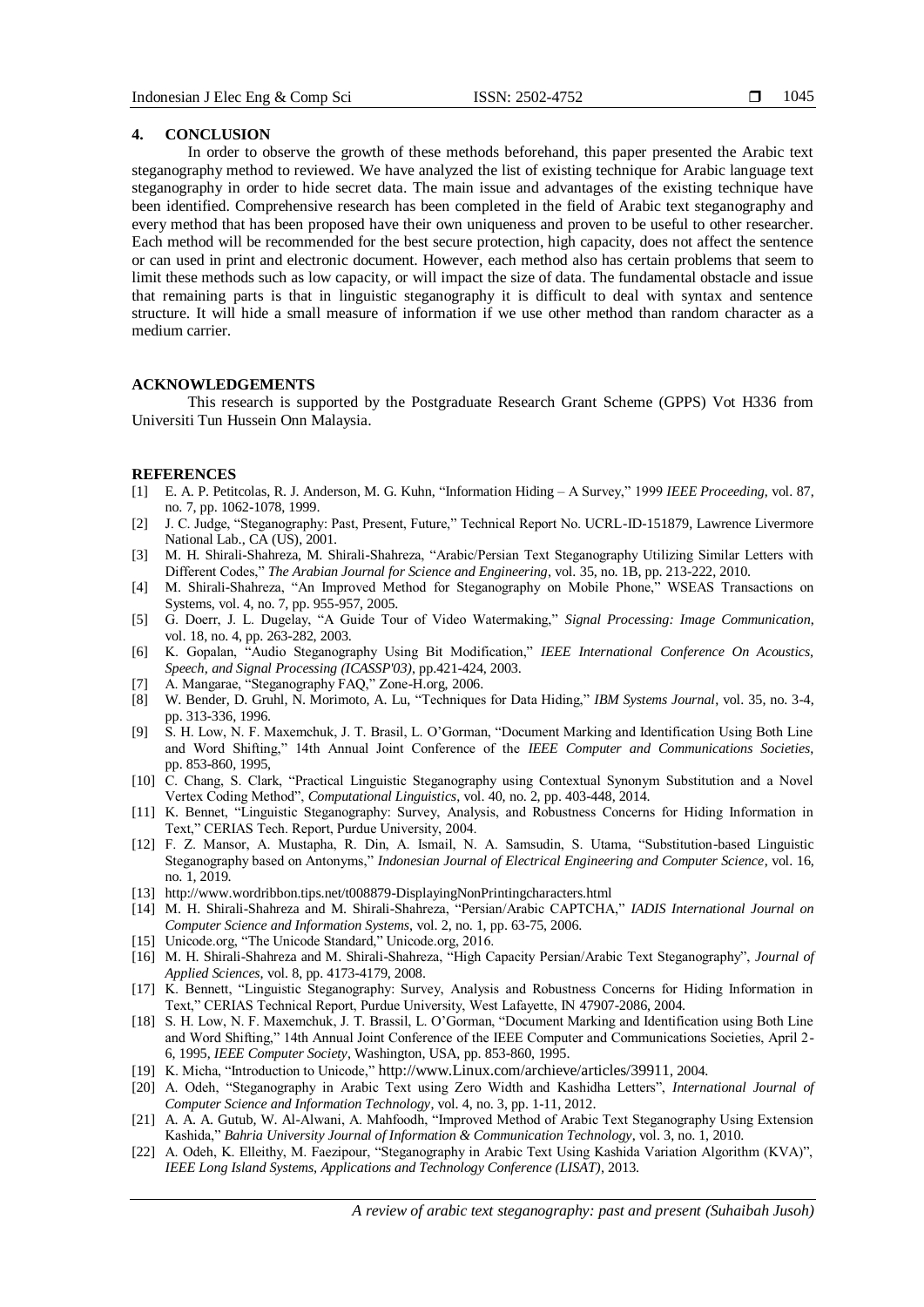## 4. CONCLUSION

In order to observe the growth of these methods beforehand, this paper presented the Arabic text steganography method to reviewed. We have analyzed the list of existing technique for Arabic language text steganography in order to hide secret data. The main issue and advantages of the existing technique have been identified. Comprehensive research has been completed in the field of Arabic text steganography and every method that has been proposed have their own uniqueness and proven to be useful to other researcher. Each method will be recommended for the best secure protection, high capacity, does not affect the sentence or can used in print and electronic document. However, each method also has certain problems that seem to limit these methods such as low capacity, or will impact the size of data. The fundamental obstacle and issue that remaining parts is that in linguistic steganography it is difficult to deal with syntax and sentence structure. It will hide a small measure of information if we use other method than random character as a medium carrier.

## ACKNOWLEDGEMENTS

This research is supported by the Postgraduate Research Grant Scheme (GPPS) Vot H336 from Universiti Tun Hussein Onn Malaysia.

## REFERENCES

[1] E. A. P. Petitcolas, R. J. Anderson, M. G. Kuhn, "Information Hiding – A Survey," 1999 *IEEE Proceeding*, vol. 87, no. 7, pp. 1062-1078, 1999.
[2] J. C. Judge, "Steganography: Past, Present, Future," Technical Report No. UCRL-ID-151879, Lawrence Livermore National Lab., CA (US), 2001.
[3] M. H. Shirali-Shahreza, M. Shirali-Shahreza, "Arabic/Persian Text Steganography Utilizing Similar Letters with Different Codes," *The Arabian Journal for Science and Engineering*, vol. 35, no. 1B, pp. 213-222, 2010.
[4] M. Shirali-Shahreza, "An Improved Method for Steganography on Mobile Phone," WSEAS Transactions on Systems, vol. 4, no. 7, pp. 955-957, 2005.
[5] G. Doerr, J. L. Dugelay, "A Guide Tour of Video Watermaking," *Signal Processing: Image Communication*, vol. 18, no. 4, pp. 263-282, 2003.
[6] K. Gopalan, "Audio Steganography Using Bit Modification," *IEEE International Conference On Acoustics, Speech, and Signal Processing (ICASSP'03)*, pp.421-424, 2003.
[7] A. Mangarae, "Steganography FAQ," Zone-H.org, 2006.
[8] W. Bender, D. Gruhl, N. Morimoto, A. Lu, "Techniques for Data Hiding," *IBM Systems Journal*, vol. 35, no. 3-4, pp. 313-336, 1996.
[9] S. H. Low, N. F. Maxemchuk, J. T. Brasil, L. O'Gorman, "Document Marking and Identification Using Both Line and Word Shifting," 14th Annual Joint Conference of the *IEEE Computer and Communications Societies*, pp. 853-860, 1995,
[10] C. Chang, S. Clark, "Practical Linguistic Steganography using Contextual Synonym Substitution and a Novel Vertex Coding Method", *Computational Linguistics*, vol. 40, no. 2, pp. 403-448, 2014.
[11] K. Bennet, "Linguistic Steganography: Survey, Analysis, and Robustness Concerns for Hiding Information in Text," CERIAS Tech. Report, Purdue University, 2004.
[12] F. Z. Mansor, A. Mustapha, R. Din, A. Ismail, N. A. Samsudin, S. Utama, "Substitution-based Linguistic Steganography based on Antonyms," *Indonesian Journal of Electrical Engineering and Computer Science*, vol. 16, no. 1, 2019.
[13] http://www.wordribbon.tips.net/t008879-DisplayingNonPrintingcharacters.html
[14] M. H. Shirali-Shahreza and M. Shirali-Shahreza, "Persian/Arabic CAPTCHA," *IADIS International Journal on Computer Science and Information Systems*, vol. 2, no. 1, pp. 63-75, 2006.
[15] Unicode.org, "The Unicode Standard," Unicode.org, 2016.
[16] M. H. Shirali-Shahreza and M. Shirali-Shahreza, "High Capacity Persian/Arabic Text Steganography", *Journal of Applied Sciences*, vol. 8, pp. 4173-4179, 2008.
[17] K. Bennett, "Linguistic Steganography: Survey, Analysis and Robustness Concerns for Hiding Information in Text," CERIAS Technical Report, Purdue University, West Lafayette, IN 47907-2086, 2004.
[18] S. H. Low, N. F. Maxemchuk, J. T. Brassil, L. O'Gorman, "Document Marking and Identification using Both Line and Word Shifting," 14th Annual Joint Conference of the IEEE Computer and Communications Societies, April 2-6, 1995, *IEEE Computer Society*, Washington, USA, pp. 853-860, 1995.
[19] K. Micha, "Introduction to Unicode," http://www.Linux.com/archieve/articles/39911, 2004.
[20] A. Odeh, "Steganography in Arabic Text using Zero Width and Kashidha Letters", *International Journal of Computer Science and Information Technology*, vol. 4, no. 3, pp. 1-11, 2012.
[21] A. A. A. Gutub, W. Al-Alwani, A. Mahfoodh, "Improved Method of Arabic Text Steganography Using Extension Kashida," *Bahria University Journal of Information & Communication Technology*, vol. 3, no. 1, 2010.
[22] A. Odeh, K. Elleithy, M. Faezipour, "Steganography in Arabic Text Using Kashida Variation Algorithm (KVA)", *IEEE Long Island Systems, Applications and Technology Conference (LISAT)*, 2013.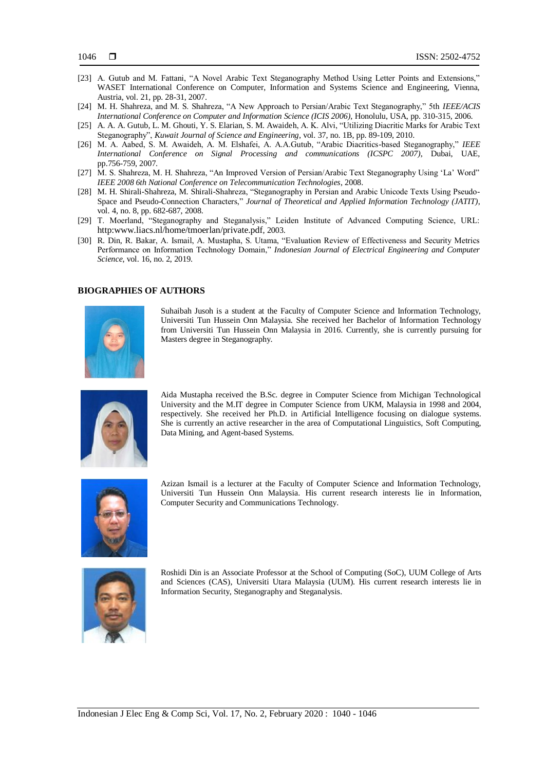[23] A. Gutub and M. Fattani, "A Novel Arabic Text Steganography Method Using Letter Points and Extensions," WASET International Conference on Computer, Information and Systems Science and Engineering, Vienna, Austria, vol. 21, pp. 28-31, 2007.

[24] M. H. Shahreza, and M. S. Shahreza, "A New Approach to Persian/Arabic Text Steganography," 5th *IEEE/ACIS International Conference on Computer and Information Science (ICIS 2006)*, Honolulu, USA, pp. 310-315, 2006.

[25] A. A. A. Gutub, L. M. Ghouti, Y. S. Elarian, S. M. Awaideh, A. K. Alvi, "Utilizing Diacritic Marks for Arabic Text Steganography", *Kuwait Journal of Science and Engineering*, vol. 37, no. 1B, pp. 89-109, 2010.

[26] M. A. Aabed, S. M. Awaideh, A. M. Elshafei, A. A.Gutub, "Arabic Diacritics-based Steganography," *IEEE International Conference on Signal Processing and communications (ICSPC 2007)*, Dubai, UAE, pp.756-759, 2007.

[27] M. S. Shahreza, M. H. Shahreza, "An Improved Version of Persian/Arabic Text Steganography Using 'La' Word" *IEEE 2008 6th National Conference on Telecommunication Technologies*, 2008.

[28] M. H. Shirali-Shahreza, M. Shirali-Shahreza, "Steganography in Persian and Arabic Unicode Texts Using Pseudo-Space and Pseudo-Connection Characters," *Journal of Theoretical and Applied Information Technology (JATIT)*, vol. 4, no. 8, pp. 682-687, 2008.

[29] T. Moerland, "Steganography and Steganalysis," Leiden Institute of Advanced Computing Science, URL: http:www.liacs.nl/home/tmoerlan/private.pdf, 2003.

[30] R. Din, R. Bakar, A. Ismail, A. Mustapha, S. Utama, "Evaluation Review of Effectiveness and Security Metrics Performance on Information Technology Domain," *Indonesian Journal of Electrical Engineering and Computer Science*, vol. 16, no. 2, 2019.

## BIOGRAPHIES OF AUTHORS

Suhaibah Jusoh is a student at the Faculty of Computer Science and Information Technology, Universiti Tun Hussein Onn Malaysia. She received her Bachelor of Information Technology from Universiti Tun Hussein Onn Malaysia in 2016. Currently, she is currently pursuing for Masters degree in Steganography.

Aida Mustapha received the B.Sc. degree in Computer Science from Michigan Technological University and the M.IT degree in Computer Science from UKM, Malaysia in 1998 and 2004, respectively. She received her Ph.D. in Artificial Intelligence focusing on dialogue systems. She is currently an active researcher in the area of Computational Linguistics, Soft Computing, Data Mining, and Agent-based Systems.

Azizan Ismail is a lecturer at the Faculty of Computer Science and Information Technology, Universiti Tun Hussein Onn Malaysia. His current research interests lie in Information, Computer Security and Communications Technology.

Roshidi Din is an Associate Professor at the School of Computing (SoC), UUM College of Arts and Sciences (CAS), Universiti Utara Malaysia (UUM). His current research interests lie in Information Security, Steganography and Steganalysis.